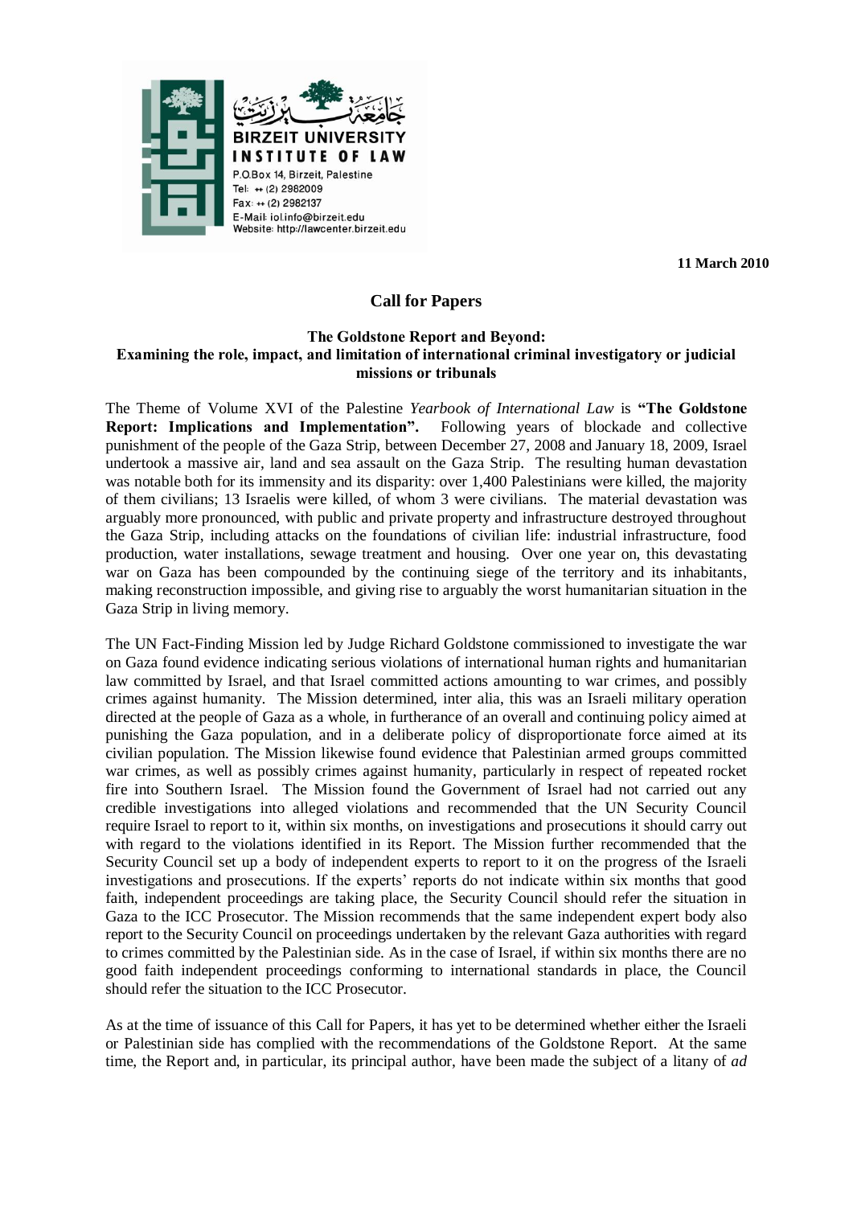جامعة بيرزيت

**BIRZEIT UNIVERSITY**
**INSTITUTE OF LAW**
P.O.Box 14, Birzeit, Palestine
Tel: ++ (2) 2982009
Fax: ++ (2) 2982137
E-Mail: iol.info@birzeit.edu
Website: http://lawcenter.birzeit.edu

**11 March 2010**

## Call for Papers

### The Goldstone Report and Beyond: Examining the role, impact, and limitation of international criminal investigatory or judicial missions or tribunals

The Theme of Volume XVI of the Palestine *Yearbook of International Law* is **"The Goldstone Report: Implications and Implementation".** Following years of blockade and collective punishment of the people of the Gaza Strip, between December 27, 2008 and January 18, 2009, Israel undertook a massive air, land and sea assault on the Gaza Strip. The resulting human devastation was notable both for its immensity and its disparity: over 1,400 Palestinians were killed, the majority of them civilians; 13 Israelis were killed, of whom 3 were civilians. The material devastation was arguably more pronounced, with public and private property and infrastructure destroyed throughout the Gaza Strip, including attacks on the foundations of civilian life: industrial infrastructure, food production, water installations, sewage treatment and housing. Over one year on, this devastating war on Gaza has been compounded by the continuing siege of the territory and its inhabitants, making reconstruction impossible, and giving rise to arguably the worst humanitarian situation in the Gaza Strip in living memory.

The UN Fact-Finding Mission led by Judge Richard Goldstone commissioned to investigate the war on Gaza found evidence indicating serious violations of international human rights and humanitarian law committed by Israel, and that Israel committed actions amounting to war crimes, and possibly crimes against humanity. The Mission determined, inter alia, this was an Israeli military operation directed at the people of Gaza as a whole, in furtherance of an overall and continuing policy aimed at punishing the Gaza population, and in a deliberate policy of disproportionate force aimed at its civilian population. The Mission likewise found evidence that Palestinian armed groups committed war crimes, as well as possibly crimes against humanity, particularly in respect of repeated rocket fire into Southern Israel. The Mission found the Government of Israel had not carried out any credible investigations into alleged violations and recommended that the UN Security Council require Israel to report to it, within six months, on investigations and prosecutions it should carry out with regard to the violations identified in its Report. The Mission further recommended that the Security Council set up a body of independent experts to report to it on the progress of the Israeli investigations and prosecutions. If the experts' reports do not indicate within six months that good faith, independent proceedings are taking place, the Security Council should refer the situation in Gaza to the ICC Prosecutor. The Mission recommends that the same independent expert body also report to the Security Council on proceedings undertaken by the relevant Gaza authorities with regard to crimes committed by the Palestinian side. As in the case of Israel, if within six months there are no good faith independent proceedings conforming to international standards in place, the Council should refer the situation to the ICC Prosecutor.

As at the time of issuance of this Call for Papers, it has yet to be determined whether either the Israeli or Palestinian side has complied with the recommendations of the Goldstone Report. At the same time, the Report and, in particular, its principal author, have been made the subject of a litany of *ad*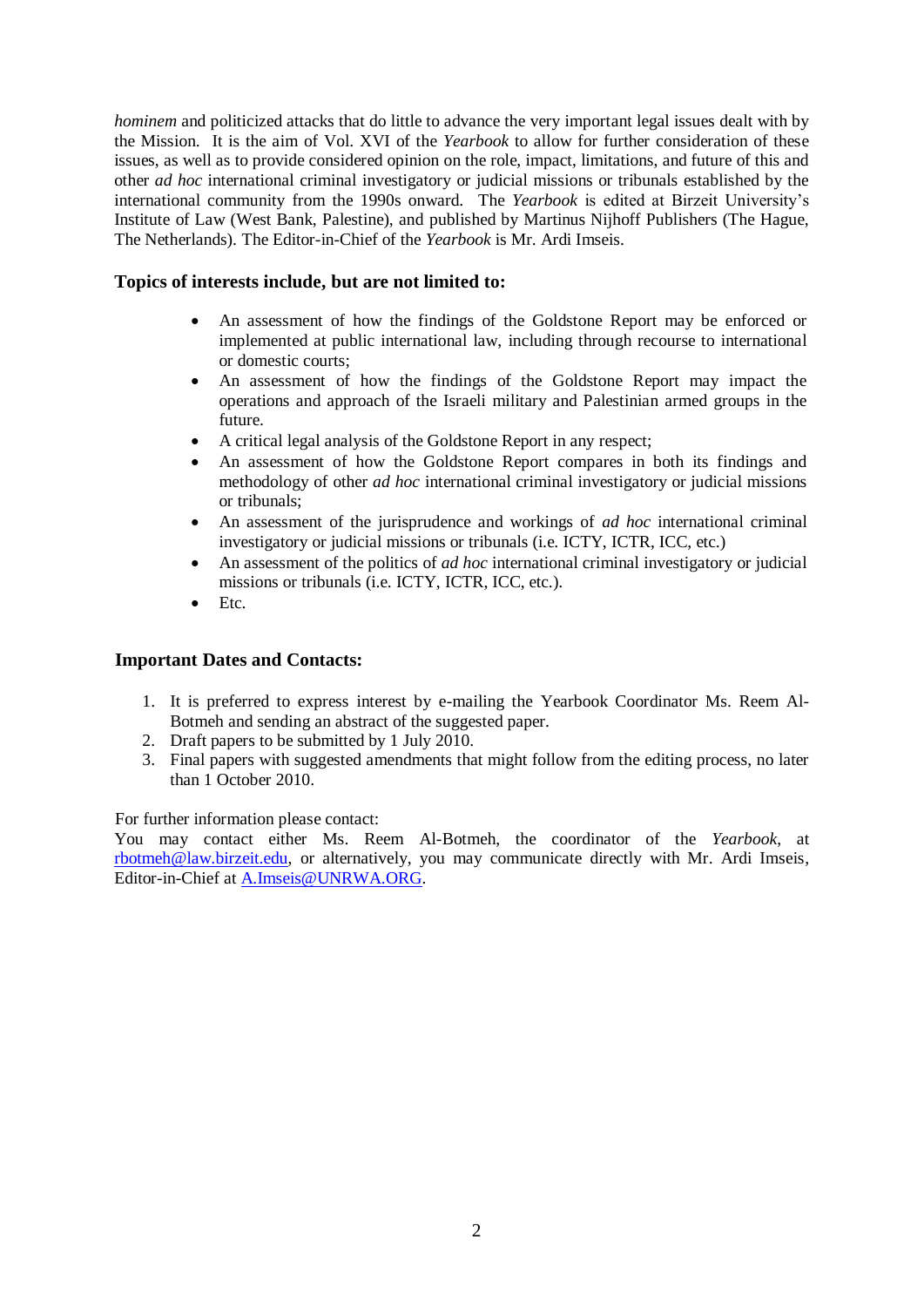*hominem* and politicized attacks that do little to advance the very important legal issues dealt with by the Mission. It is the aim of Vol. XVI of the *Yearbook* to allow for further consideration of these issues, as well as to provide considered opinion on the role, impact, limitations, and future of this and other *ad hoc* international criminal investigatory or judicial missions or tribunals established by the international community from the 1990s onward. The *Yearbook* is edited at Birzeit University's Institute of Law (West Bank, Palestine), and published by Martinus Nijhoff Publishers (The Hague, The Netherlands). The Editor-in-Chief of the *Yearbook* is Mr. Ardi Imseis.

### Topics of interests include, but are not limited to:

- An assessment of how the findings of the Goldstone Report may be enforced or implemented at public international law, including through recourse to international or domestic courts;
- An assessment of how the findings of the Goldstone Report may impact the operations and approach of the Israeli military and Palestinian armed groups in the future.
- A critical legal analysis of the Goldstone Report in any respect;
- An assessment of how the Goldstone Report compares in both its findings and methodology of other *ad hoc* international criminal investigatory or judicial missions or tribunals;
- An assessment of the jurisprudence and workings of *ad hoc* international criminal investigatory or judicial missions or tribunals (i.e. ICTY, ICTR, ICC, etc.)
- An assessment of the politics of *ad hoc* international criminal investigatory or judicial missions or tribunals (i.e. ICTY, ICTR, ICC, etc.).
- Etc.

### Important Dates and Contacts:

1. It is preferred to express interest by e-mailing the Yearbook Coordinator Ms. Reem Al-Botmeh and sending an abstract of the suggested paper.
2. Draft papers to be submitted by 1 July 2010.
3. Final papers with suggested amendments that might follow from the editing process, no later than 1 October 2010.

For further information please contact:
You may contact either Ms. Reem Al-Botmeh, the coordinator of the *Yearbook*, at rbotmeh@law.birzeit.edu, or alternatively, you may communicate directly with Mr. Ardi Imseis, Editor-in-Chief at A.Imseis@UNRWA.ORG.